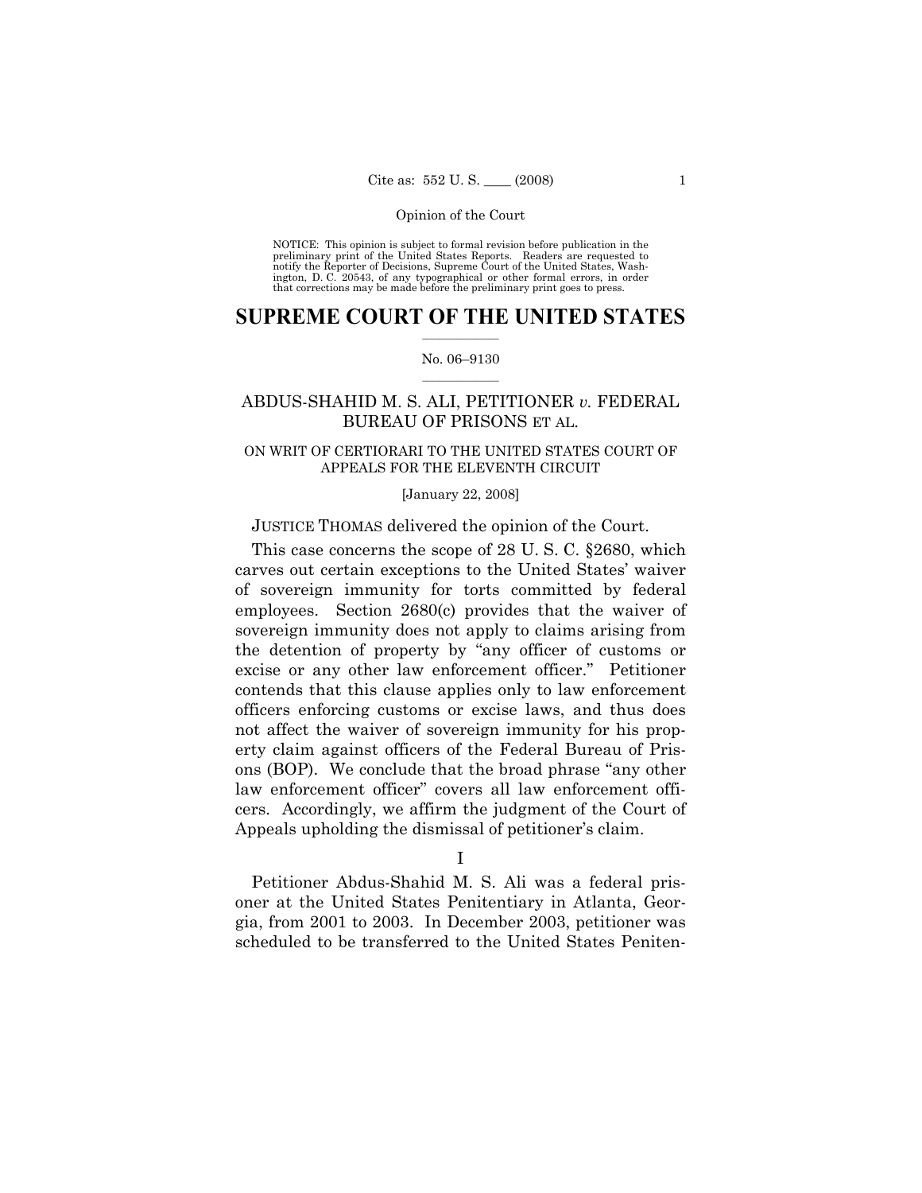NOTICE: This opinion is subject to formal revision before publication in the preliminary print of the United States Reports. Readers are requested to notify the Reporter of Decisions, Supreme Court of the United States, Washington, D. C. 20543, of any typographical or other formal errors, in order that corrections may be made before the preliminary print goes to press.

# SUPREME COURT OF THE UNITED STATES

No. 06–9130

## ABDUS-SHAHID M. S. ALI, PETITIONER *v.* FEDERAL BUREAU OF PRISONS ET AL.

ON WRIT OF CERTIORARI TO THE UNITED STATES COURT OF APPEALS FOR THE ELEVENTH CIRCUIT

[January 22, 2008]

JUSTICE THOMAS delivered the opinion of the Court.

This case concerns the scope of 28 U. S. C. §2680, which carves out certain exceptions to the United States' waiver of sovereign immunity for torts committed by federal employees. Section 2680(c) provides that the waiver of sovereign immunity does not apply to claims arising from the detention of property by "any officer of customs or excise or any other law enforcement officer." Petitioner contends that this clause applies only to law enforcement officers enforcing customs or excise laws, and thus does not affect the waiver of sovereign immunity for his property claim against officers of the Federal Bureau of Prisons (BOP). We conclude that the broad phrase "any other law enforcement officer" covers all law enforcement officers. Accordingly, we affirm the judgment of the Court of Appeals upholding the dismissal of petitioner's claim.

I

Petitioner Abdus-Shahid M. S. Ali was a federal prisoner at the United States Penitentiary in Atlanta, Georgia, from 2001 to 2003. In December 2003, petitioner was scheduled to be transferred to the United States Peniten-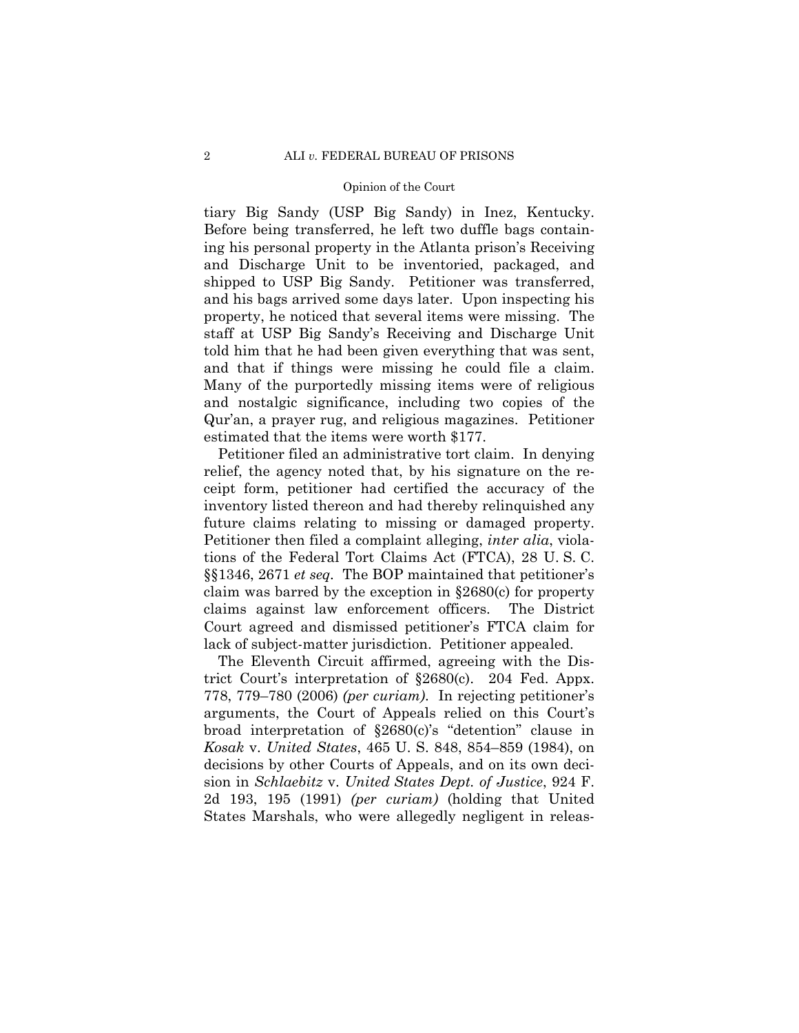tiary Big Sandy (USP Big Sandy) in Inez, Kentucky. Before being transferred, he left two duffle bags containing his personal property in the Atlanta prison's Receiving and Discharge Unit to be inventoried, packaged, and shipped to USP Big Sandy. Petitioner was transferred, and his bags arrived some days later. Upon inspecting his property, he noticed that several items were missing. The staff at USP Big Sandy's Receiving and Discharge Unit told him that he had been given everything that was sent, and that if things were missing he could file a claim. Many of the purportedly missing items were of religious and nostalgic significance, including two copies of the Qur'an, a prayer rug, and religious magazines. Petitioner estimated that the items were worth $177.

Petitioner filed an administrative tort claim. In denying relief, the agency noted that, by his signature on the receipt form, petitioner had certified the accuracy of the inventory listed thereon and had thereby relinquished any future claims relating to missing or damaged property. Petitioner then filed a complaint alleging, *inter alia*, violations of the Federal Tort Claims Act (FTCA), 28 U. S. C. §§1346, 2671 *et seq*. The BOP maintained that petitioner's claim was barred by the exception in §2680(c) for property claims against law enforcement officers. The District Court agreed and dismissed petitioner's FTCA claim for lack of subject-matter jurisdiction. Petitioner appealed.

The Eleventh Circuit affirmed, agreeing with the District Court's interpretation of §2680(c). 204 Fed. Appx. 778, 779–780 (2006) *(per curiam)*. In rejecting petitioner's arguments, the Court of Appeals relied on this Court's broad interpretation of §2680(c)'s "detention" clause in *Kosak* v. *United States*, 465 U. S. 848, 854–859 (1984), on decisions by other Courts of Appeals, and on its own decision in *Schlaebitz* v. *United States Dept. of Justice*, 924 F. 2d 193, 195 (1991) *(per curiam)* (holding that United States Marshals, who were allegedly negligent in releas-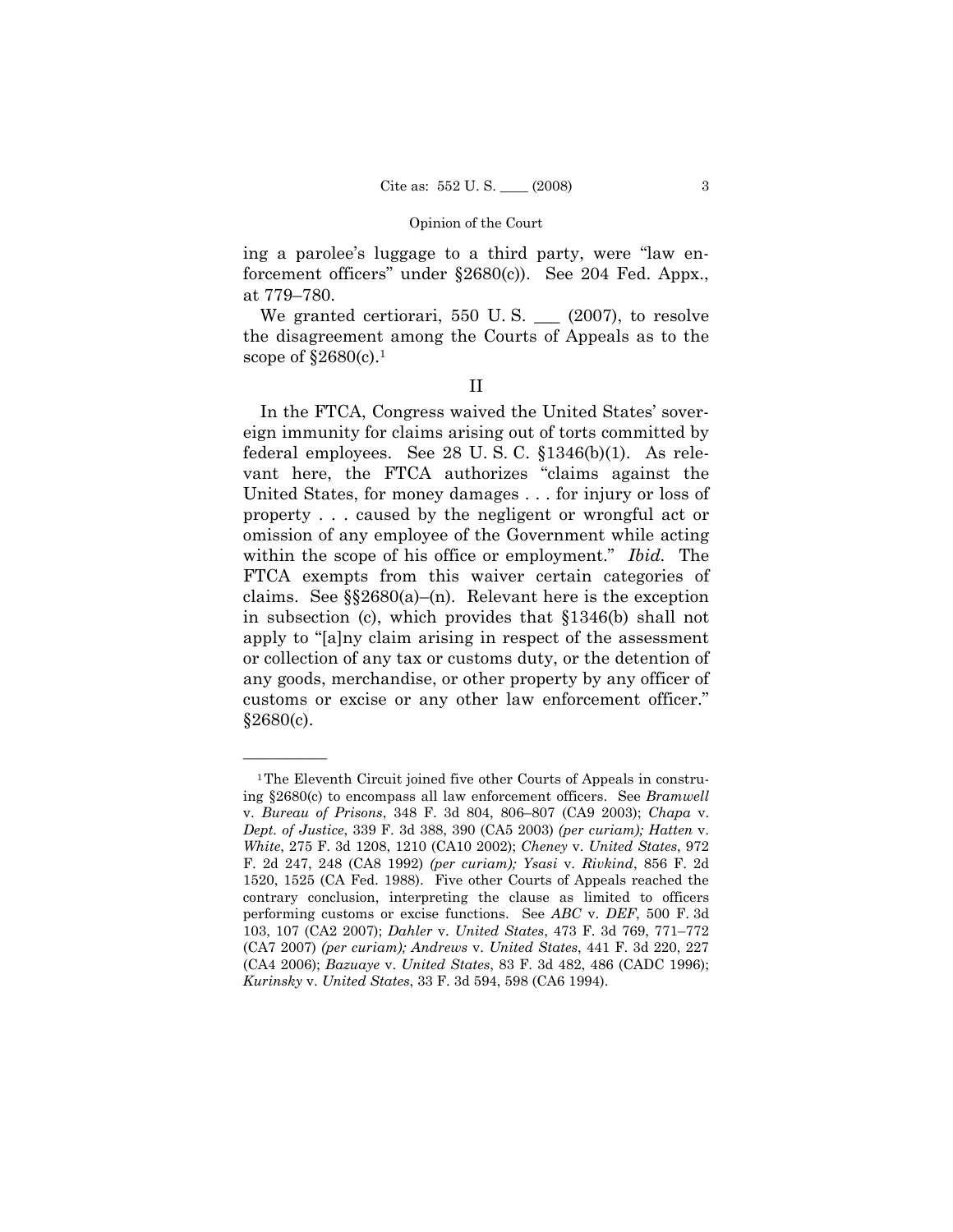ing a parolee's luggage to a third party, were "law enforcement officers" under §2680(c)). See 204 Fed. Appx., at 779–780.

We granted certiorari, 550 U. S. \_\_\_ (2007), to resolve the disagreement among the Courts of Appeals as to the scope of §2680(c).[1]

## II

In the FTCA, Congress waived the United States' sovereign immunity for claims arising out of torts committed by federal employees. See 28 U. S. C. §1346(b)(1). As relevant here, the FTCA authorizes "claims against the United States, for money damages . . . for injury or loss of property . . . caused by the negligent or wrongful act or omission of any employee of the Government while acting within the scope of his office or employment." *Ibid.* The FTCA exempts from this waiver certain categories of claims. See §§2680(a)–(n). Relevant here is the exception in subsection (c), which provides that §1346(b) shall not apply to "[a]ny claim arising in respect of the assessment or collection of any tax or customs duty, or the detention of any goods, merchandise, or other property by any officer of customs or excise or any other law enforcement officer." §2680(c).

---

[1] The Eleventh Circuit joined five other Courts of Appeals in construing §2680(c) to encompass all law enforcement officers. See *Bramwell* v. *Bureau of Prisons*, 348 F. 3d 804, 806–807 (CA9 2003); *Chapa* v. *Dept. of Justice*, 339 F. 3d 388, 390 (CA5 2003) *(per curiam)*; *Hatten* v. *White*, 275 F. 3d 1208, 1210 (CA10 2002); *Cheney* v. *United States*, 972 F. 2d 247, 248 (CA8 1992) *(per curiam)*; *Ysasi* v. *Rivkind*, 856 F. 2d 1520, 1525 (CA Fed. 1988). Five other Courts of Appeals reached the contrary conclusion, interpreting the clause as limited to officers performing customs or excise functions. See *ABC* v. *DEF*, 500 F. 3d 103, 107 (CA2 2007); *Dahler* v. *United States*, 473 F. 3d 769, 771–772 (CA7 2007) *(per curiam)*; *Andrews* v. *United States*, 441 F. 3d 220, 227 (CA4 2006); *Bazuaye* v. *United States*, 83 F. 3d 482, 486 (CADC 1996); *Kurinsky* v. *United States*, 33 F. 3d 594, 598 (CA6 1994).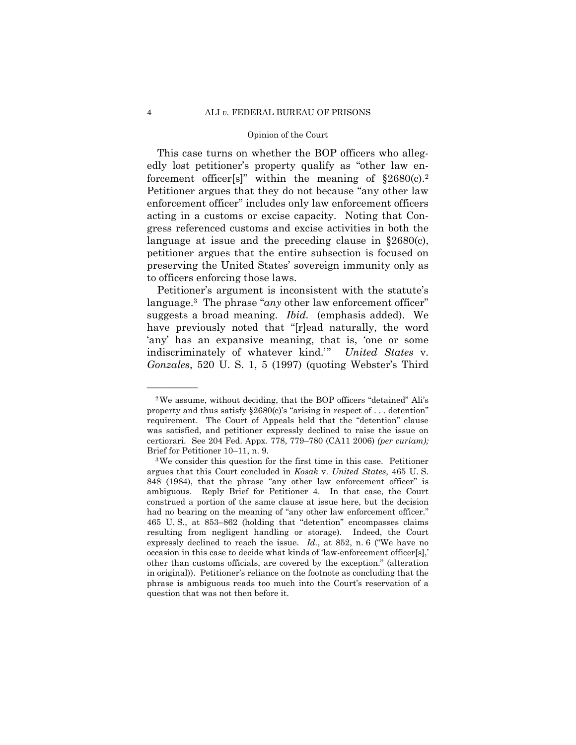This case turns on whether the BOP officers who allegedly lost petitioner's property qualify as "other law enforcement officer[s]" within the meaning of §2680(c).[2] Petitioner argues that they do not because "any other law enforcement officer" includes only law enforcement officers acting in a customs or excise capacity. Noting that Congress referenced customs and excise activities in both the language at issue and the preceding clause in §2680(c), petitioner argues that the entire subsection is focused on preserving the United States' sovereign immunity only as to officers enforcing those laws.

Petitioner's argument is inconsistent with the statute's language.[3] The phrase "*any* other law enforcement officer" suggests a broad meaning. *Ibid.* (emphasis added). We have previously noted that "[r]ead naturally, the word 'any' has an expansive meaning, that is, 'one or some indiscriminately of whatever kind.'" *United States* v. *Gonzales*, 520 U. S. 1, 5 (1997) (quoting Webster's Third

---

[2] We assume, without deciding, that the BOP officers "detained" Ali's property and thus satisfy §2680(c)'s "arising in respect of . . . detention" requirement. The Court of Appeals held that the "detention" clause was satisfied, and petitioner expressly declined to raise the issue on certiorari. See 204 Fed. Appx. 778, 779–780 (CA11 2006) *(per curiam);* Brief for Petitioner 10–11, n. 9.

[3] We consider this question for the first time in this case. Petitioner argues that this Court concluded in *Kosak* v. *United States*, 465 U. S. 848 (1984), that the phrase "any other law enforcement officer" is ambiguous. Reply Brief for Petitioner 4. In that case, the Court construed a portion of the same clause at issue here, but the decision had no bearing on the meaning of "any other law enforcement officer." 465 U. S., at 853–862 (holding that "detention" encompasses claims resulting from negligent handling or storage). Indeed, the Court expressly declined to reach the issue. *Id.*, at 852, n. 6 ("We have no occasion in this case to decide what kinds of 'law-enforcement officer[s],' other than customs officials, are covered by the exception." (alteration in original)). Petitioner's reliance on the footnote as concluding that the phrase is ambiguous reads too much into the Court's reservation of a question that was not then before it.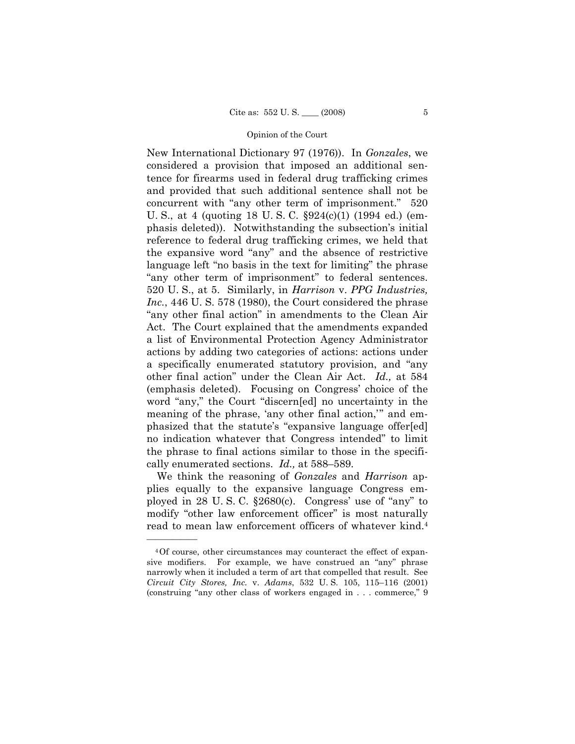New International Dictionary 97 (1976)). In *Gonzales*, we considered a provision that imposed an additional sentence for firearms used in federal drug trafficking crimes and provided that such additional sentence shall not be concurrent with "any other term of imprisonment." 520 U. S., at 4 (quoting 18 U. S. C. §924(c)(1) (1994 ed.) (emphasis deleted)). Notwithstanding the subsection's initial reference to federal drug trafficking crimes, we held that the expansive word "any" and the absence of restrictive language left "no basis in the text for limiting" the phrase "any other term of imprisonment" to federal sentences. 520 U. S., at 5. Similarly, in *Harrison* v. *PPG Industries, Inc.*, 446 U. S. 578 (1980), the Court considered the phrase "any other final action" in amendments to the Clean Air Act. The Court explained that the amendments expanded a list of Environmental Protection Agency Administrator actions by adding two categories of actions: actions under a specifically enumerated statutory provision, and "any other final action" under the Clean Air Act. *Id.,* at 584 (emphasis deleted). Focusing on Congress' choice of the word "any," the Court "discern[ed] no uncertainty in the meaning of the phrase, 'any other final action,'" and emphasized that the statute's "expansive language offer[ed] no indication whatever that Congress intended" to limit the phrase to final actions similar to those in the specifically enumerated sections. *Id.,* at 588–589.

We think the reasoning of *Gonzales* and *Harrison* applies equally to the expansive language Congress employed in 28 U. S. C. §2680(c). Congress' use of "any" to modify "other law enforcement officer" is most naturally read to mean law enforcement officers of whatever kind.[4]

---

[4] Of course, other circumstances may counteract the effect of expansive modifiers. For example, we have construed an "any" phrase narrowly when it included a term of art that compelled that result. See *Circuit City Stores, Inc.* v. *Adams*, 532 U. S. 105, 115–116 (2001) (construing "any other class of workers engaged in . . . commerce," 9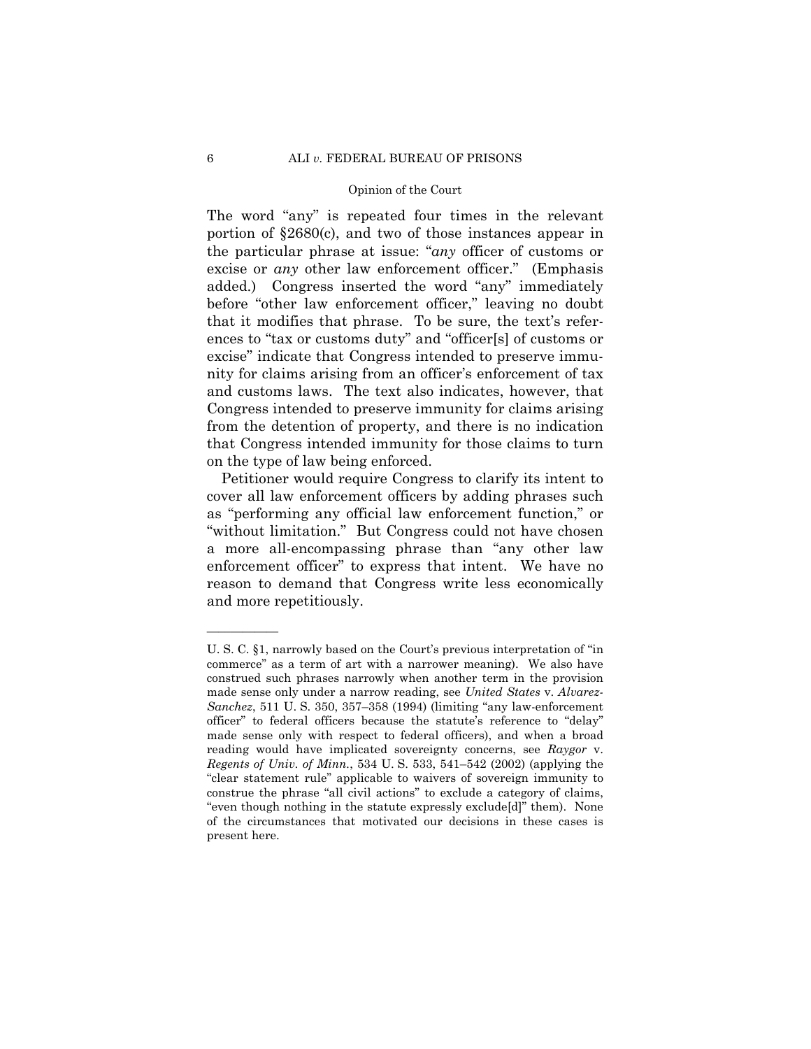The word "any" is repeated four times in the relevant portion of §2680(c), and two of those instances appear in the particular phrase at issue: "*any* officer of customs or excise or *any* other law enforcement officer." (Emphasis added.) Congress inserted the word "any" immediately before "other law enforcement officer," leaving no doubt that it modifies that phrase. To be sure, the text's references to "tax or customs duty" and "officer[s] of customs or excise" indicate that Congress intended to preserve immunity for claims arising from an officer's enforcement of tax and customs laws. The text also indicates, however, that Congress intended to preserve immunity for claims arising from the detention of property, and there is no indication that Congress intended immunity for those claims to turn on the type of law being enforced.

Petitioner would require Congress to clarify its intent to cover all law enforcement officers by adding phrases such as "performing any official law enforcement function," or "without limitation." But Congress could not have chosen a more all-encompassing phrase than "any other law enforcement officer" to express that intent. We have no reason to demand that Congress write less economically and more repetitiously.

---

U. S. C. §1, narrowly based on the Court's previous interpretation of "in commerce" as a term of art with a narrower meaning). We also have construed such phrases narrowly when another term in the provision made sense only under a narrow reading, see *United States* v. *Alvarez-Sanchez*, 511 U. S. 350, 357–358 (1994) (limiting "any law-enforcement officer" to federal officers because the statute's reference to "delay" made sense only with respect to federal officers), and when a broad reading would have implicated sovereignty concerns, see *Raygor* v. *Regents of Univ. of Minn.*, 534 U. S. 533, 541–542 (2002) (applying the "clear statement rule" applicable to waivers of sovereign immunity to construe the phrase "all civil actions" to exclude a category of claims, "even though nothing in the statute expressly exclude[d]" them). None of the circumstances that motivated our decisions in these cases is present here.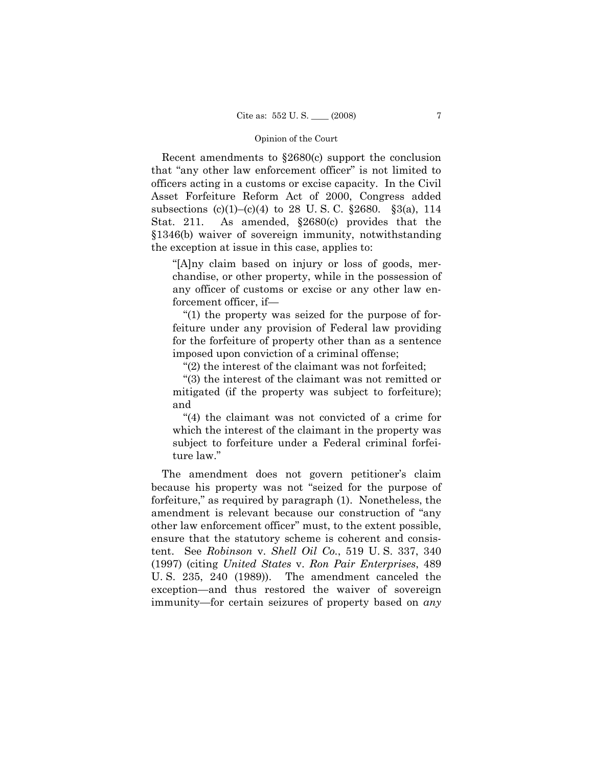Recent amendments to §2680(c) support the conclusion that "any other law enforcement officer" is not limited to officers acting in a customs or excise capacity. In the Civil Asset Forfeiture Reform Act of 2000, Congress added subsections (c)(1)–(c)(4) to 28 U. S. C. §2680. §3(a), 114 Stat. 211. As amended, §2680(c) provides that the §1346(b) waiver of sovereign immunity, notwithstanding the exception at issue in this case, applies to:

> "[A]ny claim based on injury or loss of goods, merchandise, or other property, while in the possession of any officer of customs or excise or any other law enforcement officer, if—
>
> "(1) the property was seized for the purpose of forfeiture under any provision of Federal law providing for the forfeiture of property other than as a sentence imposed upon conviction of a criminal offense;
>
> "(2) the interest of the claimant was not forfeited;
>
> "(3) the interest of the claimant was not remitted or mitigated (if the property was subject to forfeiture); and
>
> "(4) the claimant was not convicted of a crime for which the interest of the claimant in the property was subject to forfeiture under a Federal criminal forfeiture law."

The amendment does not govern petitioner's claim because his property was not "seized for the purpose of forfeiture," as required by paragraph (1). Nonetheless, the amendment is relevant because our construction of "any other law enforcement officer" must, to the extent possible, ensure that the statutory scheme is coherent and consistent. See *Robinson* v. *Shell Oil Co.*, 519 U. S. 337, 340 (1997) (citing *United States* v. *Ron Pair Enterprises*, 489 U. S. 235, 240 (1989)). The amendment canceled the exception—and thus restored the waiver of sovereign immunity—for certain seizures of property based on *any*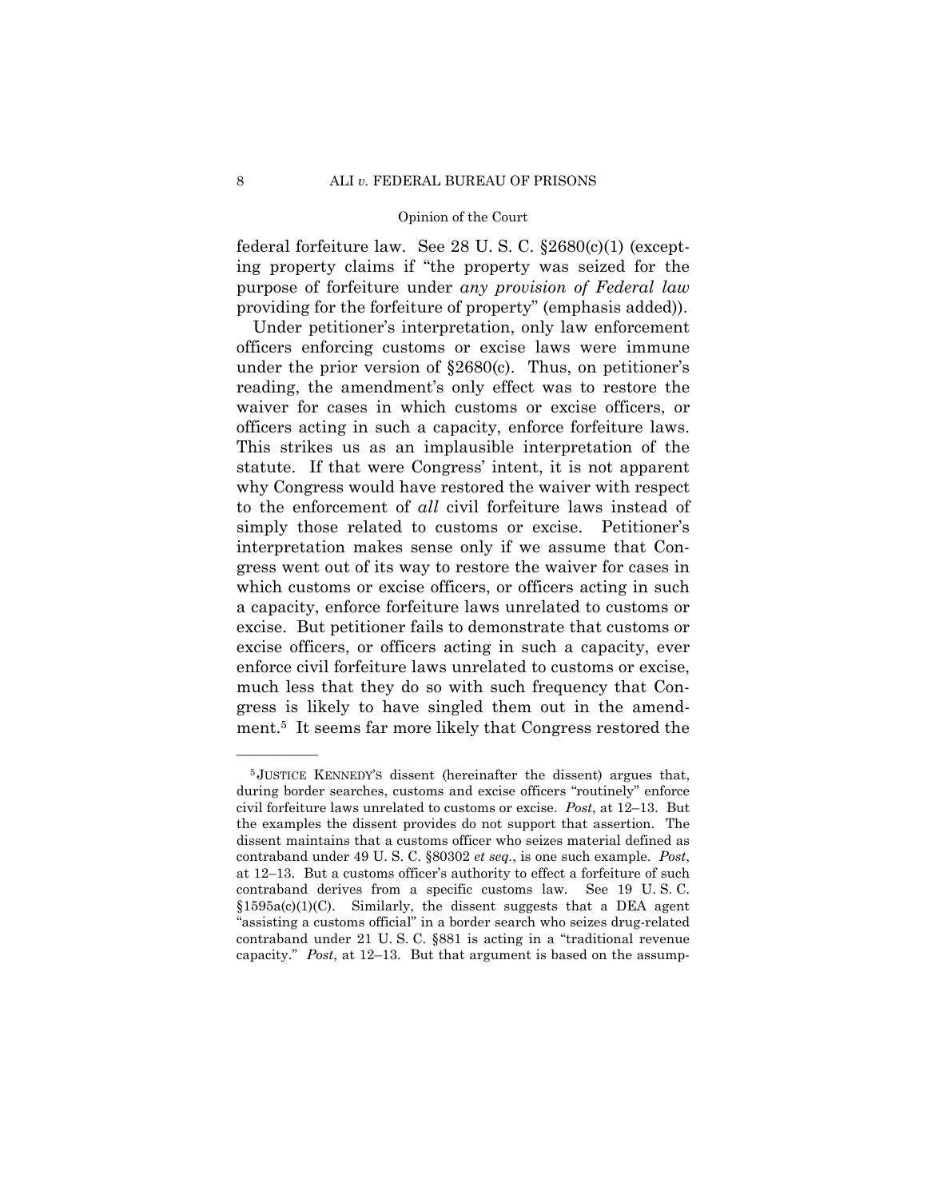federal forfeiture law. See 28 U. S. C. §2680(c)(1) (excepting property claims if "the property was seized for the purpose of forfeiture under *any provision of Federal law* providing for the forfeiture of property" (emphasis added)).

Under petitioner's interpretation, only law enforcement officers enforcing customs or excise laws were immune under the prior version of §2680(c). Thus, on petitioner's reading, the amendment's only effect was to restore the waiver for cases in which customs or excise officers, or officers acting in such a capacity, enforce forfeiture laws. This strikes us as an implausible interpretation of the statute. If that were Congress' intent, it is not apparent why Congress would have restored the waiver with respect to the enforcement of *all* civil forfeiture laws instead of simply those related to customs or excise. Petitioner's interpretation makes sense only if we assume that Congress went out of its way to restore the waiver for cases in which customs or excise officers, or officers acting in such a capacity, enforce forfeiture laws unrelated to customs or excise. But petitioner fails to demonstrate that customs or excise officers, or officers acting in such a capacity, ever enforce civil forfeiture laws unrelated to customs or excise, much less that they do so with such frequency that Congress is likely to have singled them out in the amendment.[5] It seems far more likely that Congress restored the

---

[5] JUSTICE KENNEDY'S dissent (hereinafter the dissent) argues that, during border searches, customs and excise officers "routinely" enforce civil forfeiture laws unrelated to customs or excise. *Post*, at 12–13. But the examples the dissent provides do not support that assertion. The dissent maintains that a customs officer who seizes material defined as contraband under 49 U. S. C. §80302 *et seq.*, is one such example. *Post*, at 12–13. But a customs officer's authority to effect a forfeiture of such contraband derives from a specific customs law. See 19 U. S. C. §1595a(c)(1)(C). Similarly, the dissent suggests that a DEA agent "assisting a customs official" in a border search who seizes drug-related contraband under 21 U. S. C. §881 is acting in a "traditional revenue capacity." *Post*, at 12–13. But that argument is based on the assump-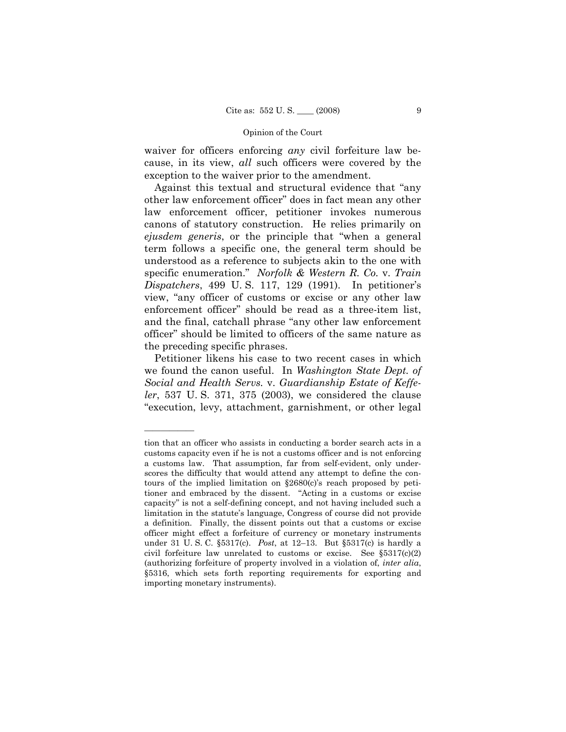waiver for officers enforcing *any* civil forfeiture law because, in its view, *all* such officers were covered by the exception to the waiver prior to the amendment.

Against this textual and structural evidence that "any other law enforcement officer" does in fact mean any other law enforcement officer, petitioner invokes numerous canons of statutory construction. He relies primarily on *ejusdem generis*, or the principle that "when a general term follows a specific one, the general term should be understood as a reference to subjects akin to the one with specific enumeration." *Norfolk & Western R. Co.* v. *Train Dispatchers*, 499 U. S. 117, 129 (1991). In petitioner's view, "any officer of customs or excise or any other law enforcement officer" should be read as a three-item list, and the final, catchall phrase "any other law enforcement officer" should be limited to officers of the same nature as the preceding specific phrases.

Petitioner likens his case to two recent cases in which we found the canon useful. In *Washington State Dept. of Social and Health Servs.* v. *Guardianship Estate of Keffeler*, 537 U. S. 371, 375 (2003), we considered the clause "execution, levy, attachment, garnishment, or other legal

---

tion that an officer who assists in conducting a border search acts in a customs capacity even if he is not a customs officer and is not enforcing a customs law. That assumption, far from self-evident, only underscores the difficulty that would attend any attempt to define the contours of the implied limitation on §2680(c)'s reach proposed by petitioner and embraced by the dissent. "Acting in a customs or excise capacity" is not a self-defining concept, and not having included such a limitation in the statute's language, Congress of course did not provide a definition. Finally, the dissent points out that a customs or excise officer might effect a forfeiture of currency or monetary instruments under 31 U. S. C. §5317(c). *Post*, at 12–13. But §5317(c) is hardly a civil forfeiture law unrelated to customs or excise. See §5317(c)(2) (authorizing forfeiture of property involved in a violation of, *inter alia*, §5316, which sets forth reporting requirements for exporting and importing monetary instruments).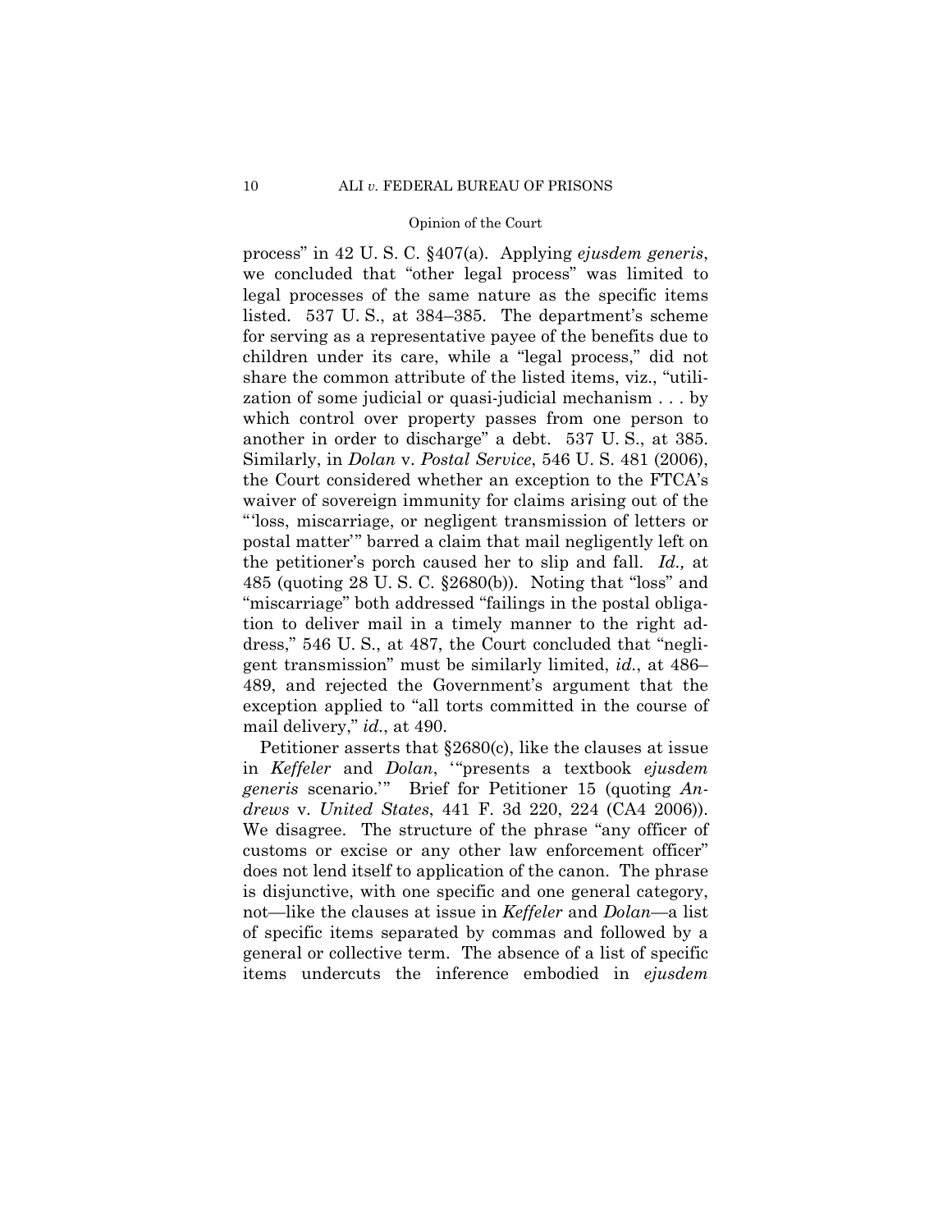process" in 42 U. S. C. §407(a). Applying *ejusdem generis*, we concluded that "other legal process" was limited to legal processes of the same nature as the specific items listed. 537 U. S., at 384–385. The department's scheme for serving as a representative payee of the benefits due to children under its care, while a "legal process," did not share the common attribute of the listed items, viz., "utilization of some judicial or quasi-judicial mechanism . . . by which control over property passes from one person to another in order to discharge" a debt. 537 U. S., at 385. Similarly, in *Dolan* v. *Postal Service*, 546 U. S. 481 (2006), the Court considered whether an exception to the FTCA's waiver of sovereign immunity for claims arising out of the "'loss, miscarriage, or negligent transmission of letters or postal matter'" barred a claim that mail negligently left on the petitioner's porch caused her to slip and fall. *Id.,* at 485 (quoting 28 U. S. C. §2680(b)). Noting that "loss" and "miscarriage" both addressed "failings in the postal obligation to deliver mail in a timely manner to the right address," 546 U. S., at 487, the Court concluded that "negligent transmission" must be similarly limited, *id.*, at 486–489, and rejected the Government's argument that the exception applied to "all torts committed in the course of mail delivery," *id.*, at 490.

Petitioner asserts that §2680(c), like the clauses at issue in *Keffeler* and *Dolan*, '"presents a textbook *ejusdem generis* scenario.'" Brief for Petitioner 15 (quoting *Andrews* v. *United States*, 441 F. 3d 220, 224 (CA4 2006)). We disagree. The structure of the phrase "any officer of customs or excise or any other law enforcement officer" does not lend itself to application of the canon. The phrase is disjunctive, with one specific and one general category, not—like the clauses at issue in *Keffeler* and *Dolan*—a list of specific items separated by commas and followed by a general or collective term. The absence of a list of specific items undercuts the inference embodied in *ejusdem*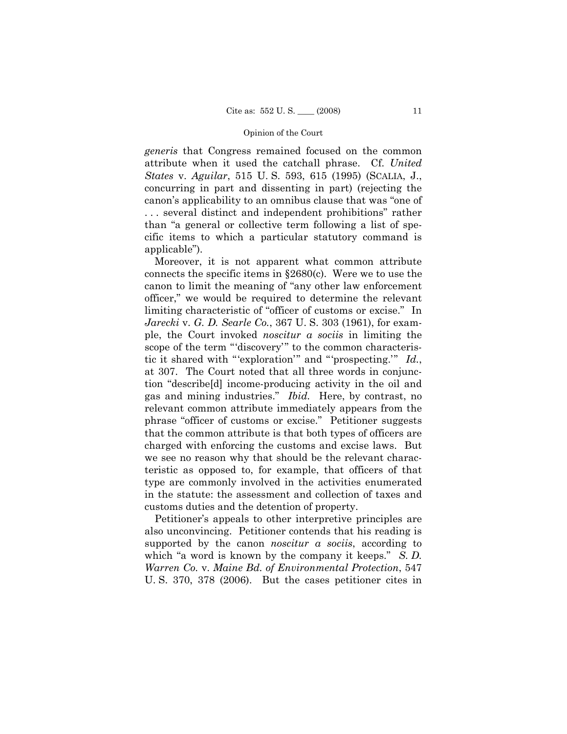*generis* that Congress remained focused on the common attribute when it used the catchall phrase. Cf. *United States* v. *Aguilar*, 515 U. S. 593, 615 (1995) (SCALIA, J., concurring in part and dissenting in part) (rejecting the canon's applicability to an omnibus clause that was "one of . . . several distinct and independent prohibitions" rather than "a general or collective term following a list of specific items to which a particular statutory command is applicable").

Moreover, it is not apparent what common attribute connects the specific items in §2680(c). Were we to use the canon to limit the meaning of "any other law enforcement officer," we would be required to determine the relevant limiting characteristic of "officer of customs or excise." In *Jarecki* v. *G. D. Searle Co.*, 367 U. S. 303 (1961), for example, the Court invoked *noscitur a sociis* in limiting the scope of the term "'discovery'" to the common characteristic it shared with "'exploration'" and "'prospecting.'" *Id.*, at 307. The Court noted that all three words in conjunction "describe[d] income-producing activity in the oil and gas and mining industries." *Ibid.* Here, by contrast, no relevant common attribute immediately appears from the phrase "officer of customs or excise." Petitioner suggests that the common attribute is that both types of officers are charged with enforcing the customs and excise laws. But we see no reason why that should be the relevant characteristic as opposed to, for example, that officers of that type are commonly involved in the activities enumerated in the statute: the assessment and collection of taxes and customs duties and the detention of property.

Petitioner's appeals to other interpretive principles are also unconvincing. Petitioner contends that his reading is supported by the canon *noscitur a sociis*, according to which "a word is known by the company it keeps." *S. D. Warren Co.* v. *Maine Bd. of Environmental Protection*, 547 U. S. 370, 378 (2006). But the cases petitioner cites in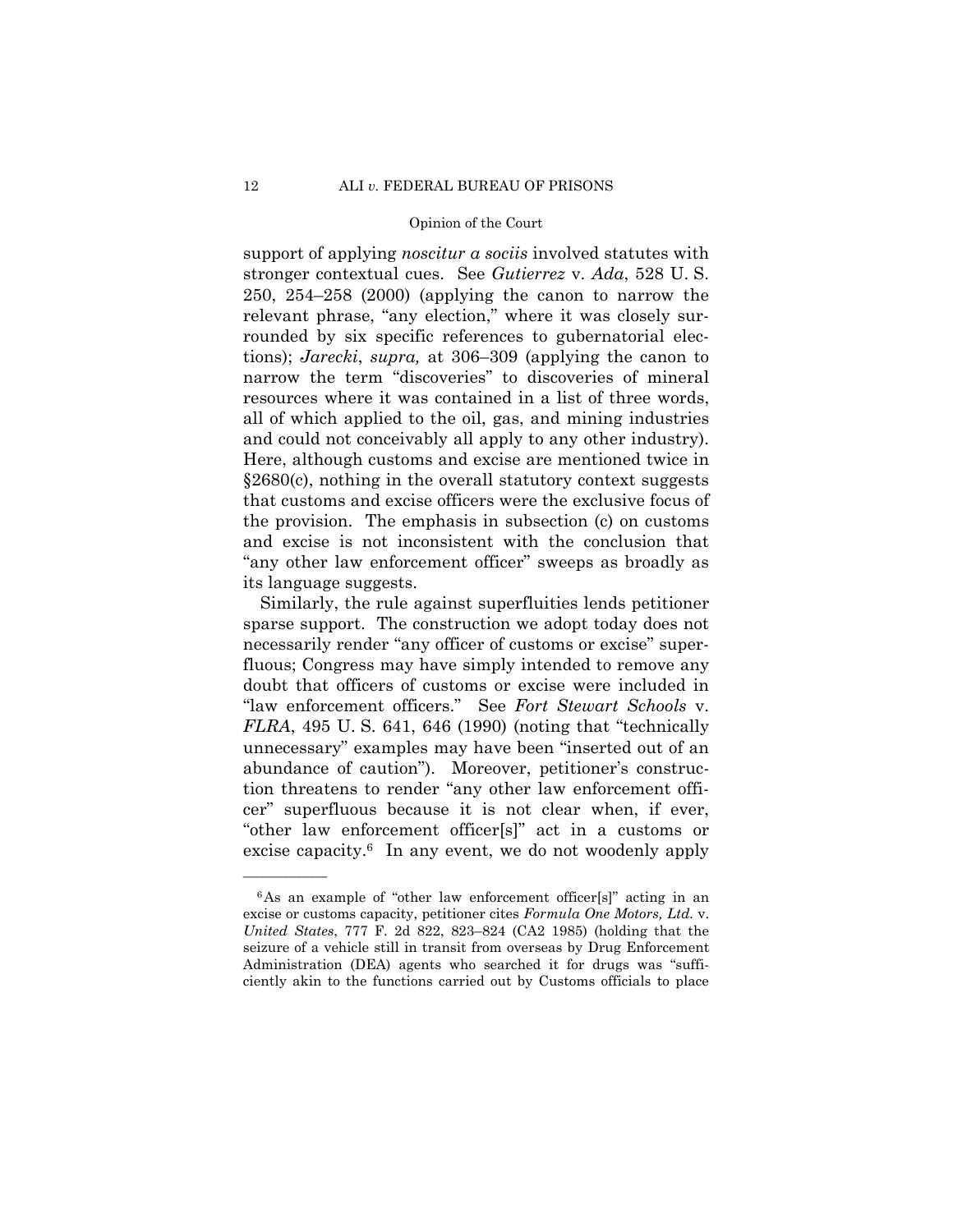support of applying *noscitur a sociis* involved statutes with stronger contextual cues. See *Gutierrez* v. *Ada*, 528 U. S. 250, 254–258 (2000) (applying the canon to narrow the relevant phrase, "any election," where it was closely surrounded by six specific references to gubernatorial elections); *Jarecki*, *supra,* at 306–309 (applying the canon to narrow the term "discoveries" to discoveries of mineral resources where it was contained in a list of three words, all of which applied to the oil, gas, and mining industries and could not conceivably all apply to any other industry). Here, although customs and excise are mentioned twice in §2680(c), nothing in the overall statutory context suggests that customs and excise officers were the exclusive focus of the provision. The emphasis in subsection (c) on customs and excise is not inconsistent with the conclusion that "any other law enforcement officer" sweeps as broadly as its language suggests.

Similarly, the rule against superfluities lends petitioner sparse support. The construction we adopt today does not necessarily render "any officer of customs or excise" superfluous; Congress may have simply intended to remove any doubt that officers of customs or excise were included in "law enforcement officers." See *Fort Stewart Schools* v. *FLRA*, 495 U. S. 641, 646 (1990) (noting that "technically unnecessary" examples may have been "inserted out of an abundance of caution"). Moreover, petitioner's construction threatens to render "any other law enforcement officer" superfluous because it is not clear when, if ever, "other law enforcement officer[s]" act in a customs or excise capacity.[6] In any event, we do not woodenly apply

---

[6] As an example of "other law enforcement officer[s]" acting in an excise or customs capacity, petitioner cites *Formula One Motors, Ltd.* v. *United States*, 777 F. 2d 822, 823–824 (CA2 1985) (holding that the seizure of a vehicle still in transit from overseas by Drug Enforcement Administration (DEA) agents who searched it for drugs was "sufficiently akin to the functions carried out by Customs officials to place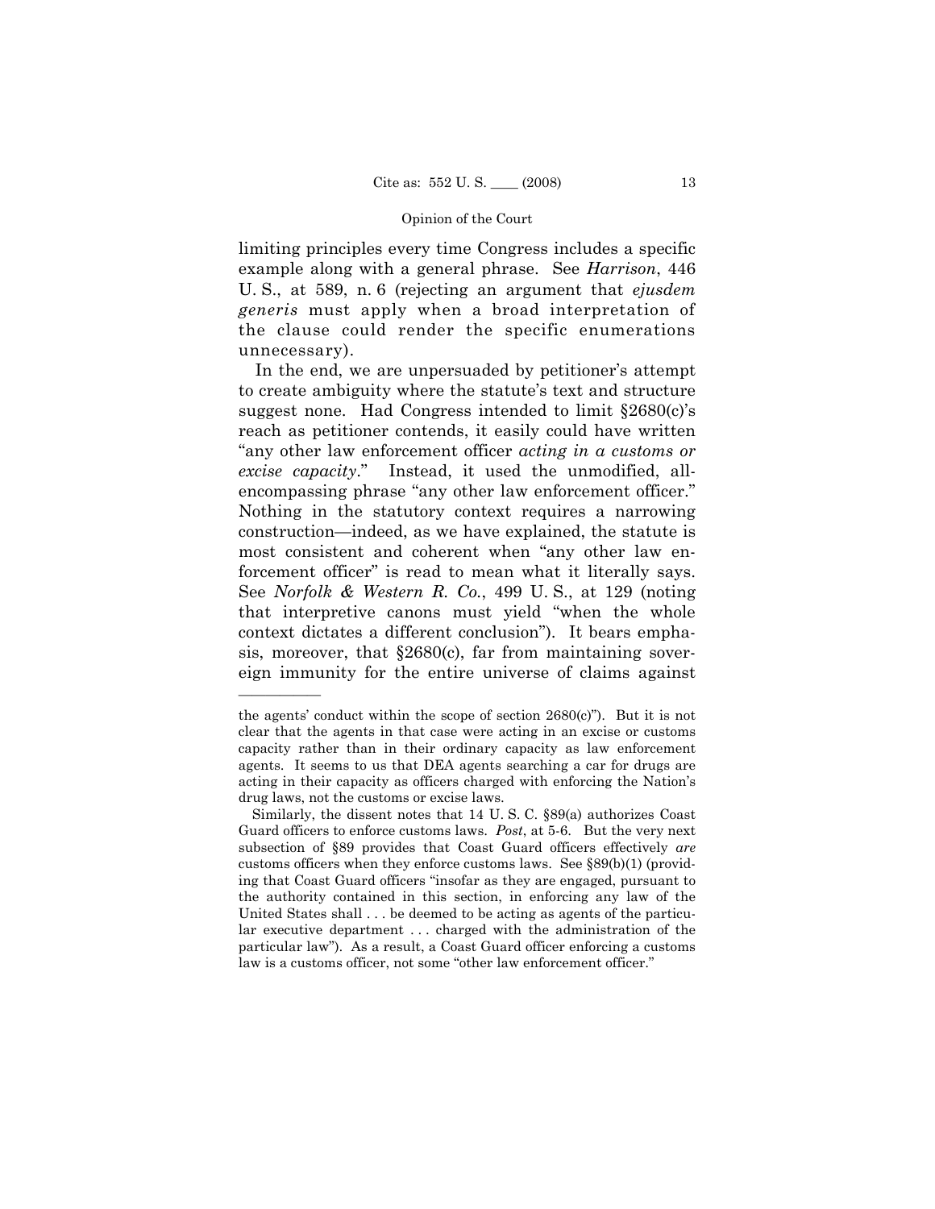limiting principles every time Congress includes a specific example along with a general phrase. See *Harrison*, 446 U. S., at 589, n. 6 (rejecting an argument that *ejusdem generis* must apply when a broad interpretation of the clause could render the specific enumerations unnecessary).

In the end, we are unpersuaded by petitioner's attempt to create ambiguity where the statute's text and structure suggest none. Had Congress intended to limit §2680(c)'s reach as petitioner contends, it easily could have written "any other law enforcement officer *acting in a customs or excise capacity*." Instead, it used the unmodified, all-encompassing phrase "any other law enforcement officer." Nothing in the statutory context requires a narrowing construction—indeed, as we have explained, the statute is most consistent and coherent when "any other law enforcement officer" is read to mean what it literally says. See *Norfolk & Western R. Co.*, 499 U. S., at 129 (noting that interpretive canons must yield "when the whole context dictates a different conclusion"). It bears emphasis, moreover, that §2680(c), far from maintaining sovereign immunity for the entire universe of claims against

---

the agents' conduct within the scope of section 2680(c)"). But it is not clear that the agents in that case were acting in an excise or customs capacity rather than in their ordinary capacity as law enforcement agents. It seems to us that DEA agents searching a car for drugs are acting in their capacity as officers charged with enforcing the Nation's drug laws, not the customs or excise laws.

Similarly, the dissent notes that 14 U. S. C. §89(a) authorizes Coast Guard officers to enforce customs laws. *Post*, at 5-6. But the very next subsection of §89 provides that Coast Guard officers effectively *are* customs officers when they enforce customs laws. See §89(b)(1) (providing that Coast Guard officers "insofar as they are engaged, pursuant to the authority contained in this section, in enforcing any law of the United States shall . . . be deemed to be acting as agents of the particular executive department . . . charged with the administration of the particular law"). As a result, a Coast Guard officer enforcing a customs law is a customs officer, not some "other law enforcement officer."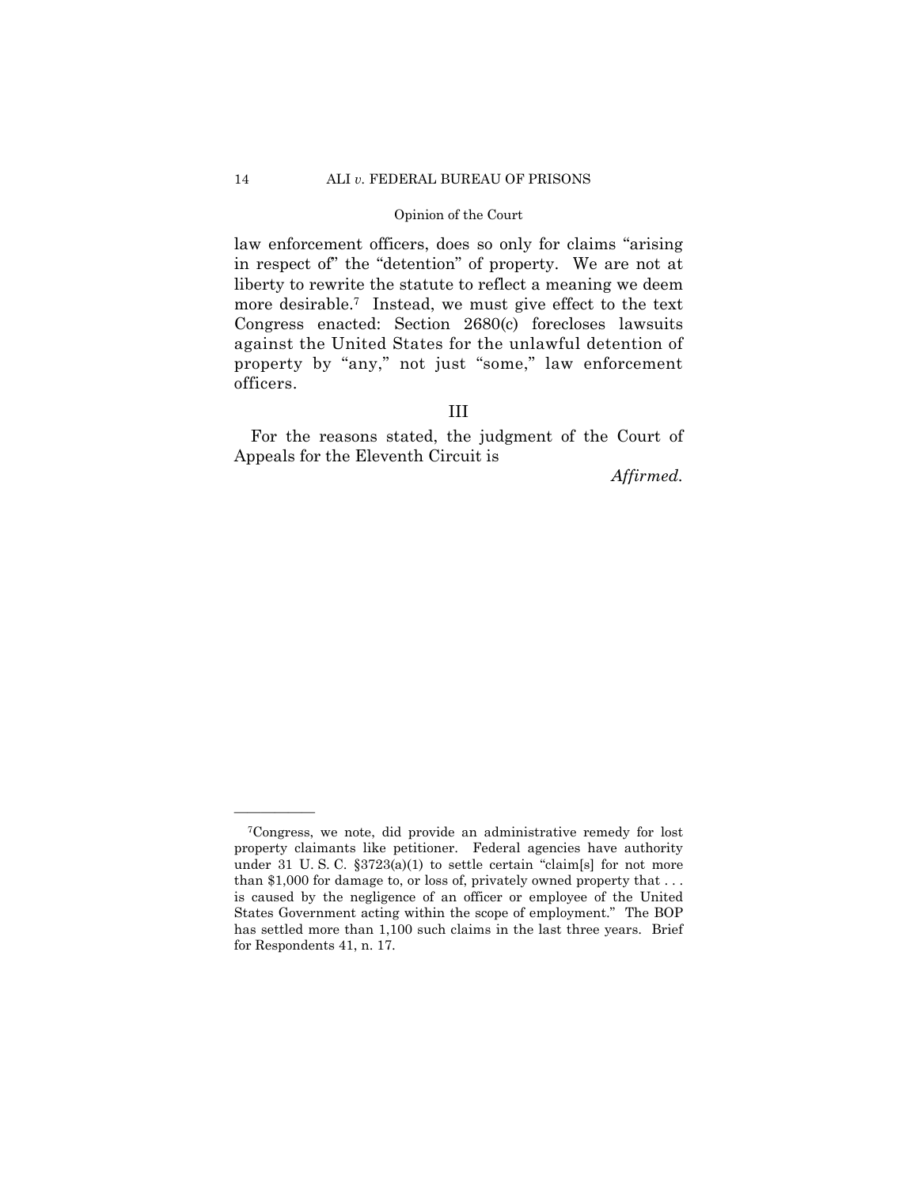law enforcement officers, does so only for claims "arising in respect of" the "detention" of property. We are not at liberty to rewrite the statute to reflect a meaning we deem more desirable.[7] Instead, we must give effect to the text Congress enacted: Section 2680(c) forecloses lawsuits against the United States for the unlawful detention of property by "any," not just "some," law enforcement officers.

## III

For the reasons stated, the judgment of the Court of Appeals for the Eleventh Circuit is

*Affirmed.*

---

[7]Congress, we note, did provide an administrative remedy for lost property claimants like petitioner. Federal agencies have authority under 31 U. S. C. §3723(a)(1) to settle certain "claim[s] for not more than $1,000 for damage to, or loss of, privately owned property that . . . is caused by the negligence of an officer or employee of the United States Government acting within the scope of employment." The BOP has settled more than 1,100 such claims in the last three years. Brief for Respondents 41, n. 17.